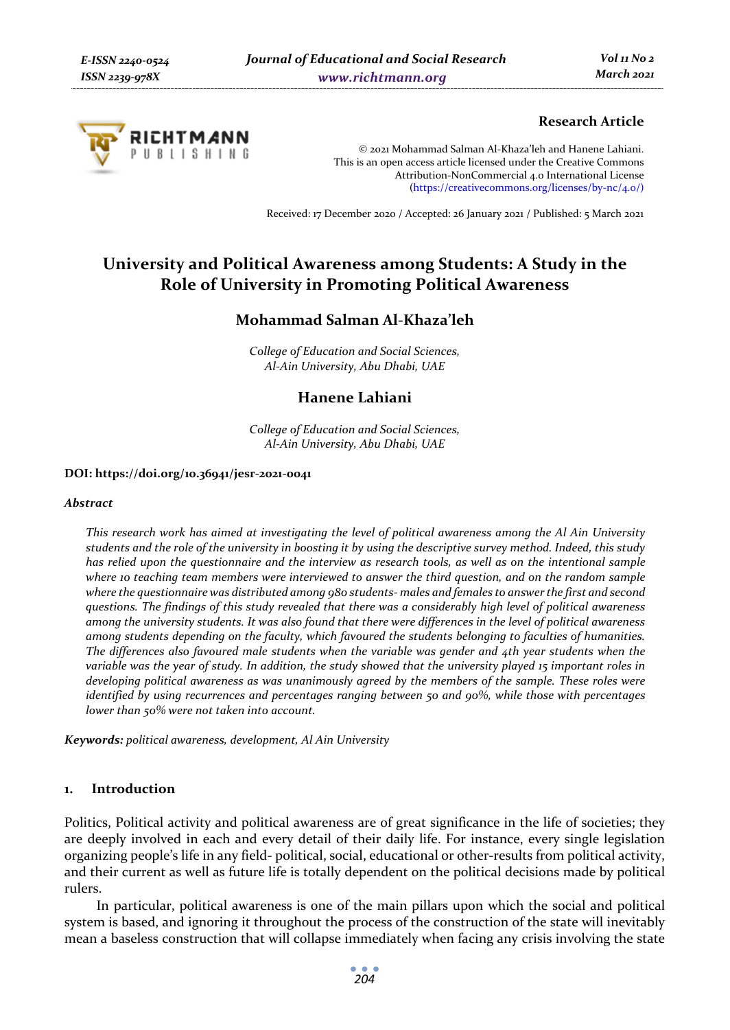Research Article

© 2021 Mohammad Salman Al-Khaza'leh and Hanene Lahiani.
This is an open access article licensed under the Creative Commons Attribution-NonCommercial 4.0 International License (https://creativecommons.org/licenses/by-nc/4.0/)

Received: 17 December 2020 / Accepted: 26 January 2021 / Published: 5 March 2021

# University and Political Awareness among Students: A Study in the Role of University in Promoting Political Awareness

## Mohammad Salman Al-Khaza'leh

*College of Education and Social Sciences, Al-Ain University, Abu Dhabi, UAE*

## Hanene Lahiani

*College of Education and Social Sciences, Al-Ain University, Abu Dhabi, UAE*

**DOI: https://doi.org/10.36941/jesr-2021-0041**

***Abstract***

*This research work has aimed at investigating the level of political awareness among the Al Ain University students and the role of the university in boosting it by using the descriptive survey method. Indeed, this study has relied upon the questionnaire and the interview as research tools, as well as on the intentional sample where 10 teaching team members were interviewed to answer the third question, and on the random sample where the questionnaire was distributed among 980 students- males and females to answer the first and second questions. The findings of this study revealed that there was a considerably high level of political awareness among the university students. It was also found that there were differences in the level of political awareness among students depending on the faculty, which favoured the students belonging to faculties of humanities. The differences also favoured male students when the variable was gender and 4th year students when the variable was the year of study. In addition, the study showed that the university played 15 important roles in developing political awareness as was unanimously agreed by the members of the sample. These roles were identified by using recurrences and percentages ranging between 50 and 90%, while those with percentages lower than 50% were not taken into account.*

**Keywords:** *political awareness, development, Al Ain University*

## 1. Introduction

Politics, Political activity and political awareness are of great significance in the life of societies; they are deeply involved in each and every detail of their daily life. For instance, every single legislation organizing people's life in any field- political, social, educational or other-results from political activity, and their current as well as future life is totally dependent on the political decisions made by political rulers.

In particular, political awareness is one of the main pillars upon which the social and political system is based, and ignoring it throughout the process of the construction of the state will inevitably mean a baseless construction that will collapse immediately when facing any crisis involving the state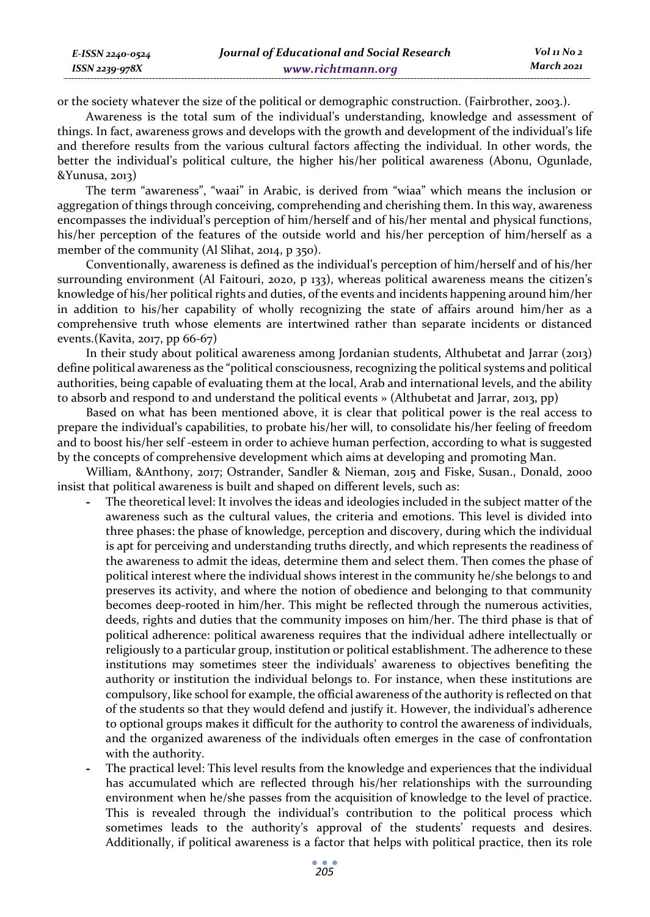or the society whatever the size of the political or demographic construction. (Fairbrother, 2003.).

Awareness is the total sum of the individual's understanding, knowledge and assessment of things. In fact, awareness grows and develops with the growth and development of the individual's life and therefore results from the various cultural factors affecting the individual. In other words, the better the individual's political culture, the higher his/her political awareness (Abonu, Ogunlade, &Yunusa, 2013)

The term "awareness", "waai" in Arabic, is derived from "wiaa" which means the inclusion or aggregation of things through conceiving, comprehending and cherishing them. In this way, awareness encompasses the individual's perception of him/herself and of his/her mental and physical functions, his/her perception of the features of the outside world and his/her perception of him/herself as a member of the community (Al Slihat, 2014, p 350).

Conventionally, awareness is defined as the individual's perception of him/herself and of his/her surrounding environment (Al Faitouri, 2020, p 133), whereas political awareness means the citizen's knowledge of his/her political rights and duties, of the events and incidents happening around him/her in addition to his/her capability of wholly recognizing the state of affairs around him/her as a comprehensive truth whose elements are intertwined rather than separate incidents or distanced events.(Kavita, 2017, pp 66-67)

In their study about political awareness among Jordanian students, Althubetat and Jarrar (2013) define political awareness as the "political consciousness, recognizing the political systems and political authorities, being capable of evaluating them at the local, Arab and international levels, and the ability to absorb and respond to and understand the political events » (Althubetat and Jarrar, 2013, pp)

Based on what has been mentioned above, it is clear that political power is the real access to prepare the individual's capabilities, to probate his/her will, to consolidate his/her feeling of freedom and to boost his/her self -esteem in order to achieve human perfection, according to what is suggested by the concepts of comprehensive development which aims at developing and promoting Man.

William, &Anthony, 2017; Ostrander, Sandler & Nieman, 2015 and Fiske, Susan., Donald, 2000 insist that political awareness is built and shaped on different levels, such as:

- The theoretical level: It involves the ideas and ideologies included in the subject matter of the awareness such as the cultural values, the criteria and emotions. This level is divided into three phases: the phase of knowledge, perception and discovery, during which the individual is apt for perceiving and understanding truths directly, and which represents the readiness of the awareness to admit the ideas, determine them and select them. Then comes the phase of political interest where the individual shows interest in the community he/she belongs to and preserves its activity, and where the notion of obedience and belonging to that community becomes deep-rooted in him/her. This might be reflected through the numerous activities, deeds, rights and duties that the community imposes on him/her. The third phase is that of political adherence: political awareness requires that the individual adhere intellectually or religiously to a particular group, institution or political establishment. The adherence to these institutions may sometimes steer the individuals' awareness to objectives benefiting the authority or institution the individual belongs to. For instance, when these institutions are compulsory, like school for example, the official awareness of the authority is reflected on that of the students so that they would defend and justify it. However, the individual's adherence to optional groups makes it difficult for the authority to control the awareness of individuals, and the organized awareness of the individuals often emerges in the case of confrontation with the authority.
- The practical level: This level results from the knowledge and experiences that the individual has accumulated which are reflected through his/her relationships with the surrounding environment when he/she passes from the acquisition of knowledge to the level of practice. This is revealed through the individual's contribution to the political process which sometimes leads to the authority's approval of the students' requests and desires. Additionally, if political awareness is a factor that helps with political practice, then its role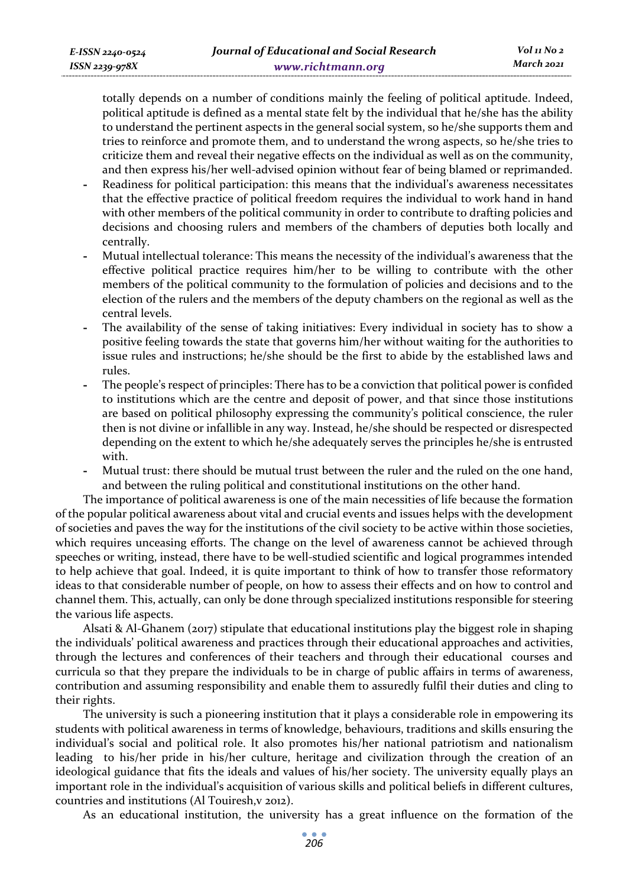totally depends on a number of conditions mainly the feeling of political aptitude. Indeed, political aptitude is defined as a mental state felt by the individual that he/she has the ability to understand the pertinent aspects in the general social system, so he/she supports them and tries to reinforce and promote them, and to understand the wrong aspects, so he/she tries to criticize them and reveal their negative effects on the individual as well as on the community, and then express his/her well-advised opinion without fear of being blamed or reprimanded.

- Readiness for political participation: this means that the individual's awareness necessitates that the effective practice of political freedom requires the individual to work hand in hand with other members of the political community in order to contribute to drafting policies and decisions and choosing rulers and members of the chambers of deputies both locally and centrally.
- Mutual intellectual tolerance: This means the necessity of the individual's awareness that the effective political practice requires him/her to be willing to contribute with the other members of the political community to the formulation of policies and decisions and to the election of the rulers and the members of the deputy chambers on the regional as well as the central levels.
- The availability of the sense of taking initiatives: Every individual in society has to show a positive feeling towards the state that governs him/her without waiting for the authorities to issue rules and instructions; he/she should be the first to abide by the established laws and rules.
- The people's respect of principles: There has to be a conviction that political power is confided to institutions which are the centre and deposit of power, and that since those institutions are based on political philosophy expressing the community's political conscience, the ruler then is not divine or infallible in any way. Instead, he/she should be respected or disrespected depending on the extent to which he/she adequately serves the principles he/she is entrusted with.
- Mutual trust: there should be mutual trust between the ruler and the ruled on the one hand, and between the ruling political and constitutional institutions on the other hand.

The importance of political awareness is one of the main necessities of life because the formation of the popular political awareness about vital and crucial events and issues helps with the development of societies and paves the way for the institutions of the civil society to be active within those societies, which requires unceasing efforts. The change on the level of awareness cannot be achieved through speeches or writing, instead, there have to be well-studied scientific and logical programmes intended to help achieve that goal. Indeed, it is quite important to think of how to transfer those reformatory ideas to that considerable number of people, on how to assess their effects and on how to control and channel them. This, actually, can only be done through specialized institutions responsible for steering the various life aspects.

Alsati & Al-Ghanem (2017) stipulate that educational institutions play the biggest role in shaping the individuals' political awareness and practices through their educational approaches and activities, through the lectures and conferences of their teachers and through their educational courses and curricula so that they prepare the individuals to be in charge of public affairs in terms of awareness, contribution and assuming responsibility and enable them to assuredly fulfil their duties and cling to their rights.

The university is such a pioneering institution that it plays a considerable role in empowering its students with political awareness in terms of knowledge, behaviours, traditions and skills ensuring the individual's social and political role. It also promotes his/her national patriotism and nationalism leading to his/her pride in his/her culture, heritage and civilization through the creation of an ideological guidance that fits the ideals and values of his/her society. The university equally plays an important role in the individual's acquisition of various skills and political beliefs in different cultures, countries and institutions (Al Touiresh,v 2012).

As an educational institution, the university has a great influence on the formation of the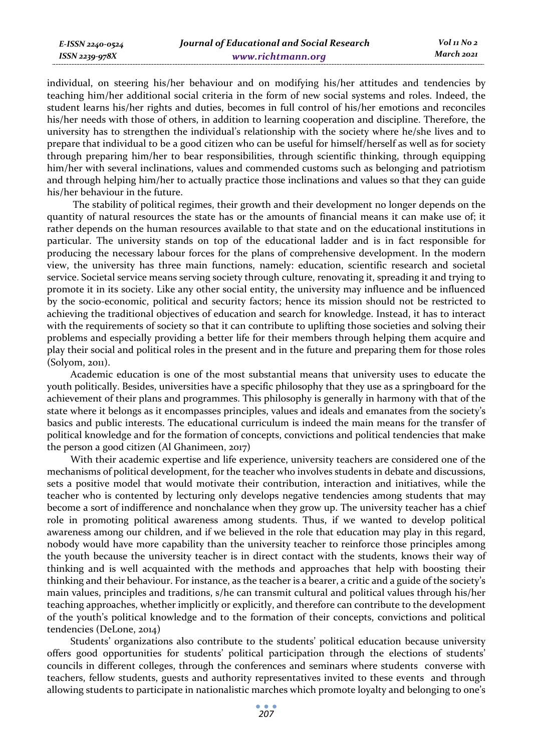individual, on steering his/her behaviour and on modifying his/her attitudes and tendencies by teaching him/her additional social criteria in the form of new social systems and roles. Indeed, the student learns his/her rights and duties, becomes in full control of his/her emotions and reconciles his/her needs with those of others, in addition to learning cooperation and discipline. Therefore, the university has to strengthen the individual's relationship with the society where he/she lives and to prepare that individual to be a good citizen who can be useful for himself/herself as well as for society through preparing him/her to bear responsibilities, through scientific thinking, through equipping him/her with several inclinations, values and commended customs such as belonging and patriotism and through helping him/her to actually practice those inclinations and values so that they can guide his/her behaviour in the future.

The stability of political regimes, their growth and their development no longer depends on the quantity of natural resources the state has or the amounts of financial means it can make use of; it rather depends on the human resources available to that state and on the educational institutions in particular. The university stands on top of the educational ladder and is in fact responsible for producing the necessary labour forces for the plans of comprehensive development. In the modern view, the university has three main functions, namely: education, scientific research and societal service. Societal service means serving society through culture, renovating it, spreading it and trying to promote it in its society. Like any other social entity, the university may influence and be influenced by the socio-economic, political and security factors; hence its mission should not be restricted to achieving the traditional objectives of education and search for knowledge. Instead, it has to interact with the requirements of society so that it can contribute to uplifting those societies and solving their problems and especially providing a better life for their members through helping them acquire and play their social and political roles in the present and in the future and preparing them for those roles (Solyom, 2011).

Academic education is one of the most substantial means that university uses to educate the youth politically. Besides, universities have a specific philosophy that they use as a springboard for the achievement of their plans and programmes. This philosophy is generally in harmony with that of the state where it belongs as it encompasses principles, values and ideals and emanates from the society's basics and public interests. The educational curriculum is indeed the main means for the transfer of political knowledge and for the formation of concepts, convictions and political tendencies that make the person a good citizen (Al Ghanimeen, 2017)

With their academic expertise and life experience, university teachers are considered one of the mechanisms of political development, for the teacher who involves students in debate and discussions, sets a positive model that would motivate their contribution, interaction and initiatives, while the teacher who is contented by lecturing only develops negative tendencies among students that may become a sort of indifference and nonchalance when they grow up. The university teacher has a chief role in promoting political awareness among students. Thus, if we wanted to develop political awareness among our children, and if we believed in the role that education may play in this regard, nobody would have more capability than the university teacher to reinforce those principles among the youth because the university teacher is in direct contact with the students, knows their way of thinking and is well acquainted with the methods and approaches that help with boosting their thinking and their behaviour. For instance, as the teacher is a bearer, a critic and a guide of the society's main values, principles and traditions, s/he can transmit cultural and political values through his/her teaching approaches, whether implicitly or explicitly, and therefore can contribute to the development of the youth's political knowledge and to the formation of their concepts, convictions and political tendencies (DeLone, 2014)

Students' organizations also contribute to the students' political education because university offers good opportunities for students' political participation through the elections of students' councils in different colleges, through the conferences and seminars where students converse with teachers, fellow students, guests and authority representatives invited to these events and through allowing students to participate in nationalistic marches which promote loyalty and belonging to one's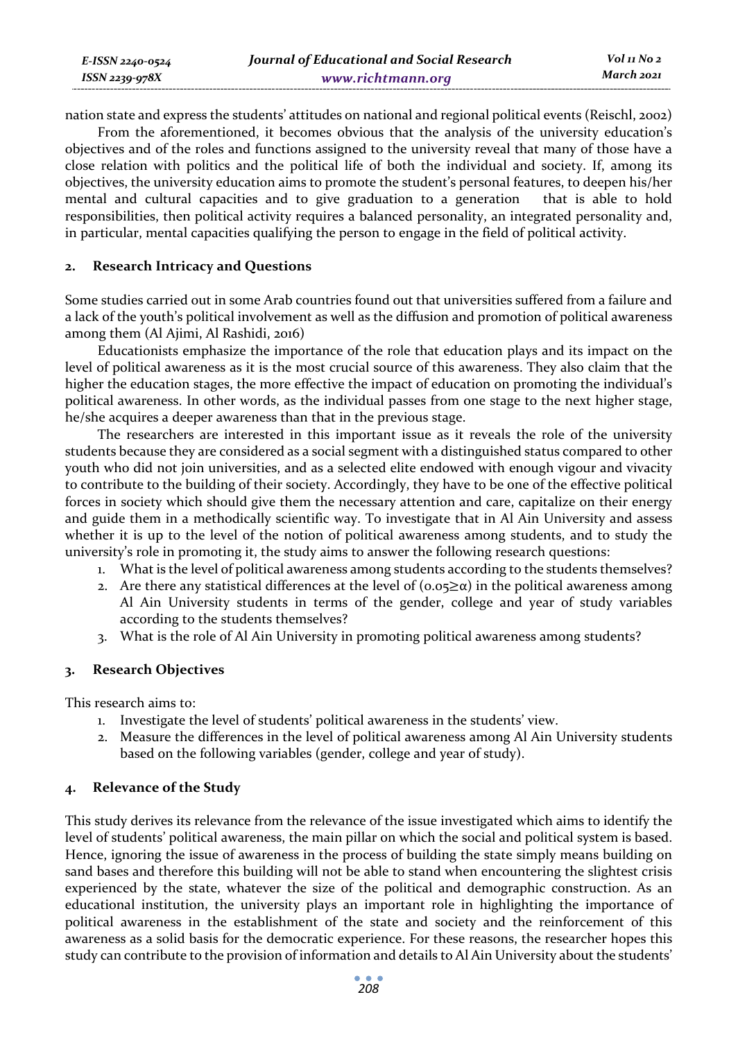nation state and express the students' attitudes on national and regional political events (Reischl, 2002)

From the aforementioned, it becomes obvious that the analysis of the university education's objectives and of the roles and functions assigned to the university reveal that many of those have a close relation with politics and the political life of both the individual and society. If, among its objectives, the university education aims to promote the student's personal features, to deepen his/her mental and cultural capacities and to give graduation to a generation that is able to hold responsibilities, then political activity requires a balanced personality, an integrated personality and, in particular, mental capacities qualifying the person to engage in the field of political activity.

## 2. Research Intricacy and Questions

Some studies carried out in some Arab countries found out that universities suffered from a failure and a lack of the youth's political involvement as well as the diffusion and promotion of political awareness among them (Al Ajimi, Al Rashidi, 2016)

Educationists emphasize the importance of the role that education plays and its impact on the level of political awareness as it is the most crucial source of this awareness. They also claim that the higher the education stages, the more effective the impact of education on promoting the individual's political awareness. In other words, as the individual passes from one stage to the next higher stage, he/she acquires a deeper awareness than that in the previous stage.

The researchers are interested in this important issue as it reveals the role of the university students because they are considered as a social segment with a distinguished status compared to other youth who did not join universities, and as a selected elite endowed with enough vigour and vivacity to contribute to the building of their society. Accordingly, they have to be one of the effective political forces in society which should give them the necessary attention and care, capitalize on their energy and guide them in a methodically scientific way. To investigate that in Al Ain University and assess whether it is up to the level of the notion of political awareness among students, and to study the university's role in promoting it, the study aims to answer the following research questions:

1. What is the level of political awareness among students according to the students themselves?
2. Are there any statistical differences at the level of ($0.05 \geq \alpha$) in the political awareness among Al Ain University students in terms of the gender, college and year of study variables according to the students themselves?
3. What is the role of Al Ain University in promoting political awareness among students?

## 3. Research Objectives

This research aims to:

1. Investigate the level of students' political awareness in the students' view.
2. Measure the differences in the level of political awareness among Al Ain University students based on the following variables (gender, college and year of study).

## 4. Relevance of the Study

This study derives its relevance from the relevance of the issue investigated which aims to identify the level of students' political awareness, the main pillar on which the social and political system is based. Hence, ignoring the issue of awareness in the process of building the state simply means building on sand bases and therefore this building will not be able to stand when encountering the slightest crisis experienced by the state, whatever the size of the political and demographic construction. As an educational institution, the university plays an important role in highlighting the importance of political awareness in the establishment of the state and society and the reinforcement of this awareness as a solid basis for the democratic experience. For these reasons, the researcher hopes this study can contribute to the provision of information and details to Al Ain University about the students'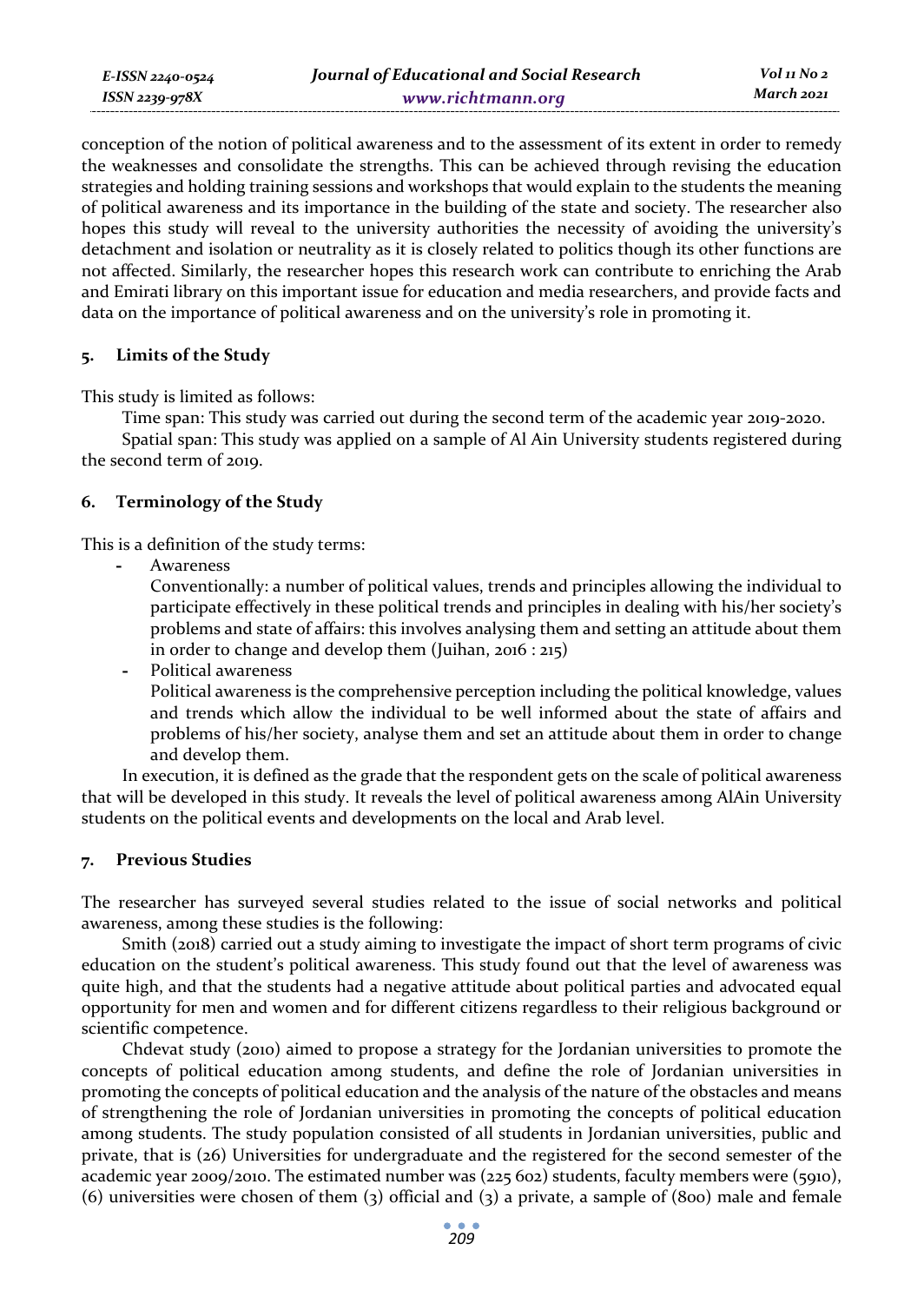conception of the notion of political awareness and to the assessment of its extent in order to remedy the weaknesses and consolidate the strengths. This can be achieved through revising the education strategies and holding training sessions and workshops that would explain to the students the meaning of political awareness and its importance in the building of the state and society. The researcher also hopes this study will reveal to the university authorities the necessity of avoiding the university's detachment and isolation or neutrality as it is closely related to politics though its other functions are not affected. Similarly, the researcher hopes this research work can contribute to enriching the Arab and Emirati library on this important issue for education and media researchers, and provide facts and data on the importance of political awareness and on the university's role in promoting it.

## 5. Limits of the Study

This study is limited as follows:

Time span: This study was carried out during the second term of the academic year 2019-2020.

Spatial span: This study was applied on a sample of Al Ain University students registered during the second term of 2019.

## 6. Terminology of the Study

This is a definition of the study terms:

- Awareness

  Conventionally: a number of political values, trends and principles allowing the individual to participate effectively in these political trends and principles in dealing with his/her society's problems and state of affairs: this involves analysing them and setting an attitude about them in order to change and develop them (Juihan, 2016 : 215)

- Political awareness

  Political awareness is the comprehensive perception including the political knowledge, values and trends which allow the individual to be well informed about the state of affairs and problems of his/her society, analyse them and set an attitude about them in order to change and develop them.

In execution, it is defined as the grade that the respondent gets on the scale of political awareness that will be developed in this study. It reveals the level of political awareness among AlAin University students on the political events and developments on the local and Arab level.

## 7. Previous Studies

The researcher has surveyed several studies related to the issue of social networks and political awareness, among these studies is the following:

Smith (2018) carried out a study aiming to investigate the impact of short term programs of civic education on the student's political awareness. This study found out that the level of awareness was quite high, and that the students had a negative attitude about political parties and advocated equal opportunity for men and women and for different citizens regardless to their religious background or scientific competence.

Chdevat study (2010) aimed to propose a strategy for the Jordanian universities to promote the concepts of political education among students, and define the role of Jordanian universities in promoting the concepts of political education and the analysis of the nature of the obstacles and means of strengthening the role of Jordanian universities in promoting the concepts of political education among students. The study population consisted of all students in Jordanian universities, public and private, that is (26) Universities for undergraduate and the registered for the second semester of the academic year 2009/2010. The estimated number was (225 602) students, faculty members were (5910), (6) universities were chosen of them (3) official and (3) a private, a sample of (800) male and female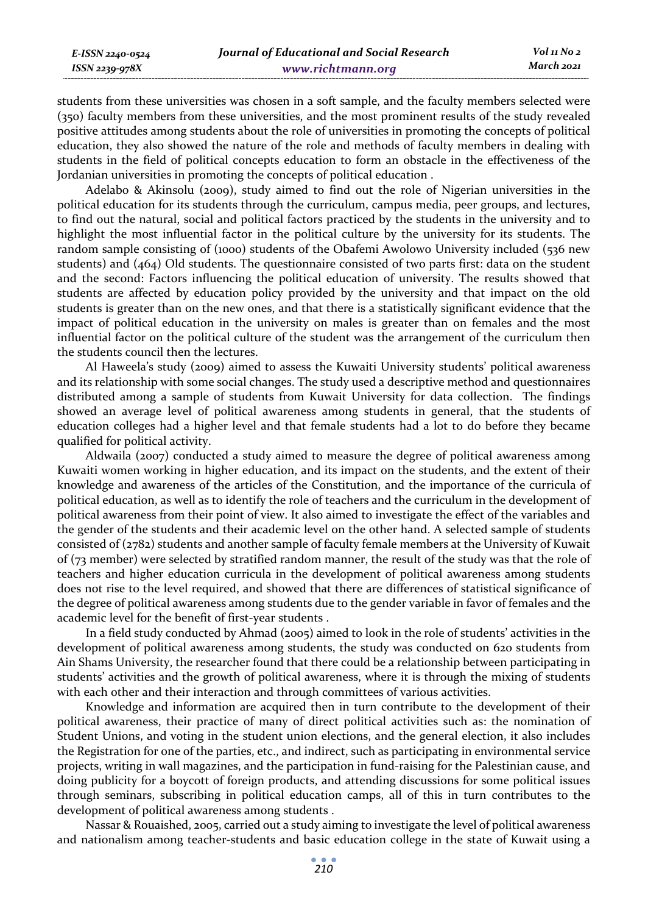students from these universities was chosen in a soft sample, and the faculty members selected were (350) faculty members from these universities, and the most prominent results of the study revealed positive attitudes among students about the role of universities in promoting the concepts of political education, they also showed the nature of the role and methods of faculty members in dealing with students in the field of political concepts education to form an obstacle in the effectiveness of the Jordanian universities in promoting the concepts of political education .

Adelabo & Akinsolu (2009), study aimed to find out the role of Nigerian universities in the political education for its students through the curriculum, campus media, peer groups, and lectures, to find out the natural, social and political factors practiced by the students in the university and to highlight the most influential factor in the political culture by the university for its students. The random sample consisting of (1000) students of the Obafemi Awolowo University included (536 new students) and (464) Old students. The questionnaire consisted of two parts first: data on the student and the second: Factors influencing the political education of university. The results showed that students are affected by education policy provided by the university and that impact on the old students is greater than on the new ones, and that there is a statistically significant evidence that the impact of political education in the university on males is greater than on females and the most influential factor on the political culture of the student was the arrangement of the curriculum then the students council then the lectures.

Al Haweela's study (2009) aimed to assess the Kuwaiti University students' political awareness and its relationship with some social changes. The study used a descriptive method and questionnaires distributed among a sample of students from Kuwait University for data collection. The findings showed an average level of political awareness among students in general, that the students of education colleges had a higher level and that female students had a lot to do before they became qualified for political activity.

Aldwaila (2007) conducted a study aimed to measure the degree of political awareness among Kuwaiti women working in higher education, and its impact on the students, and the extent of their knowledge and awareness of the articles of the Constitution, and the importance of the curricula of political education, as well as to identify the role of teachers and the curriculum in the development of political awareness from their point of view. It also aimed to investigate the effect of the variables and the gender of the students and their academic level on the other hand. A selected sample of students consisted of (2782) students and another sample of faculty female members at the University of Kuwait of (73 member) were selected by stratified random manner, the result of the study was that the role of teachers and higher education curricula in the development of political awareness among students does not rise to the level required, and showed that there are differences of statistical significance of the degree of political awareness among students due to the gender variable in favor of females and the academic level for the benefit of first-year students .

In a field study conducted by Ahmad (2005) aimed to look in the role of students' activities in the development of political awareness among students, the study was conducted on 620 students from Ain Shams University, the researcher found that there could be a relationship between participating in students' activities and the growth of political awareness, where it is through the mixing of students with each other and their interaction and through committees of various activities.

Knowledge and information are acquired then in turn contribute to the development of their political awareness, their practice of many of direct political activities such as: the nomination of Student Unions, and voting in the student union elections, and the general election, it also includes the Registration for one of the parties, etc., and indirect, such as participating in environmental service projects, writing in wall magazines, and the participation in fund-raising for the Palestinian cause, and doing publicity for a boycott of foreign products, and attending discussions for some political issues through seminars, subscribing in political education camps, all of this in turn contributes to the development of political awareness among students .

Nassar & Rouaished, 2005, carried out a study aiming to investigate the level of political awareness and nationalism among teacher-students and basic education college in the state of Kuwait using a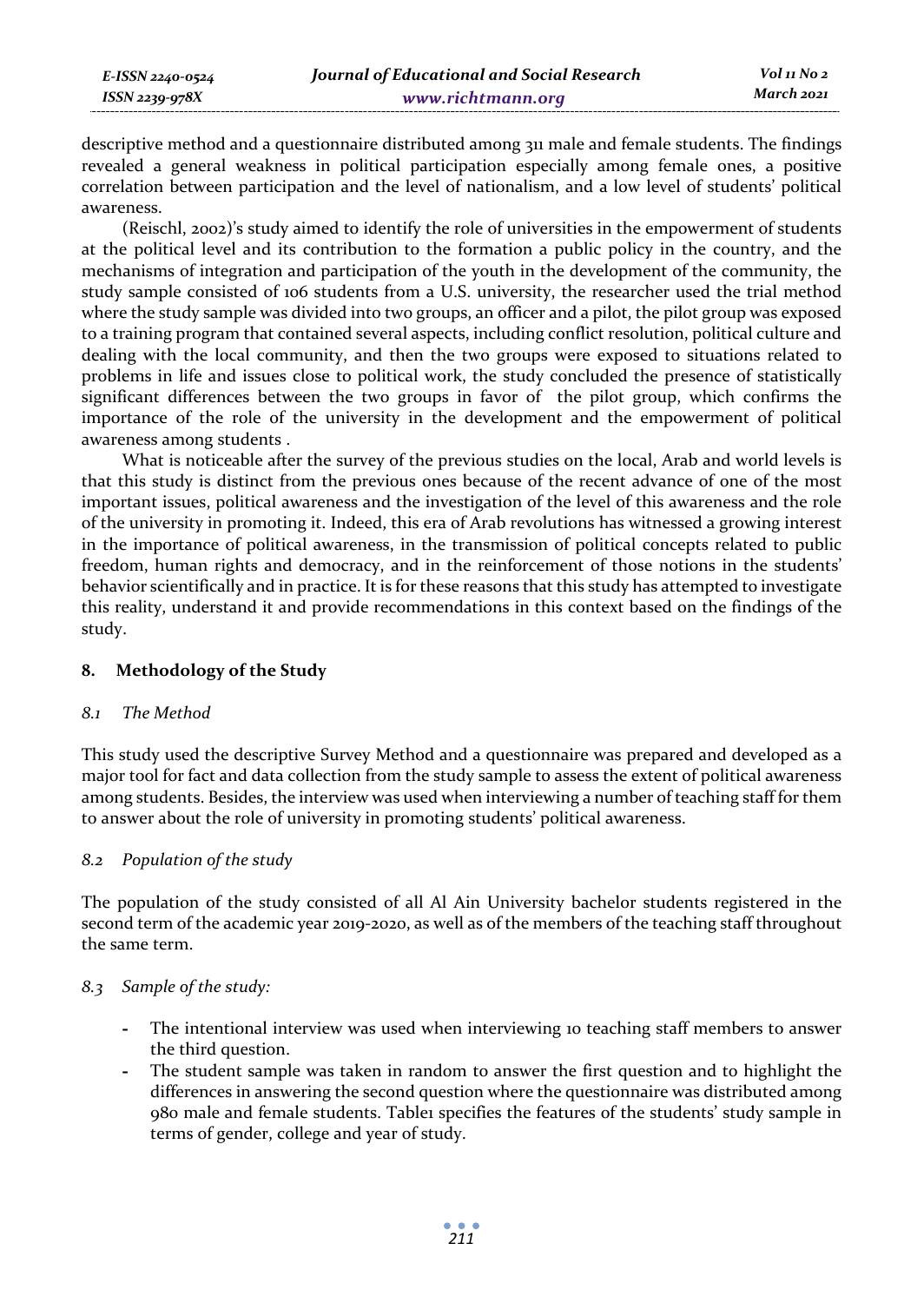descriptive method and a questionnaire distributed among 311 male and female students. The findings revealed a general weakness in political participation especially among female ones, a positive correlation between participation and the level of nationalism, and a low level of students' political awareness.

(Reischl, 2002)'s study aimed to identify the role of universities in the empowerment of students at the political level and its contribution to the formation a public policy in the country, and the mechanisms of integration and participation of the youth in the development of the community, the study sample consisted of 106 students from a U.S. university, the researcher used the trial method where the study sample was divided into two groups, an officer and a pilot, the pilot group was exposed to a training program that contained several aspects, including conflict resolution, political culture and dealing with the local community, and then the two groups were exposed to situations related to problems in life and issues close to political work, the study concluded the presence of statistically significant differences between the two groups in favor of the pilot group, which confirms the importance of the role of the university in the development and the empowerment of political awareness among students .

What is noticeable after the survey of the previous studies on the local, Arab and world levels is that this study is distinct from the previous ones because of the recent advance of one of the most important issues, political awareness and the investigation of the level of this awareness and the role of the university in promoting it. Indeed, this era of Arab revolutions has witnessed a growing interest in the importance of political awareness, in the transmission of political concepts related to public freedom, human rights and democracy, and in the reinforcement of those notions in the students' behavior scientifically and in practice. It is for these reasons that this study has attempted to investigate this reality, understand it and provide recommendations in this context based on the findings of the study.

## 8. Methodology of the Study

### *8.1 The Method*

This study used the descriptive Survey Method and a questionnaire was prepared and developed as a major tool for fact and data collection from the study sample to assess the extent of political awareness among students. Besides, the interview was used when interviewing a number of teaching staff for them to answer about the role of university in promoting students' political awareness.

### *8.2 Population of the study*

The population of the study consisted of all Al Ain University bachelor students registered in the second term of the academic year 2019-2020, as well as of the members of the teaching staff throughout the same term.

### *8.3 Sample of the study:*

- The intentional interview was used when interviewing 10 teaching staff members to answer the third question.
- The student sample was taken in random to answer the first question and to highlight the differences in answering the second question where the questionnaire was distributed among 980 male and female students. Table1 specifies the features of the students' study sample in terms of gender, college and year of study.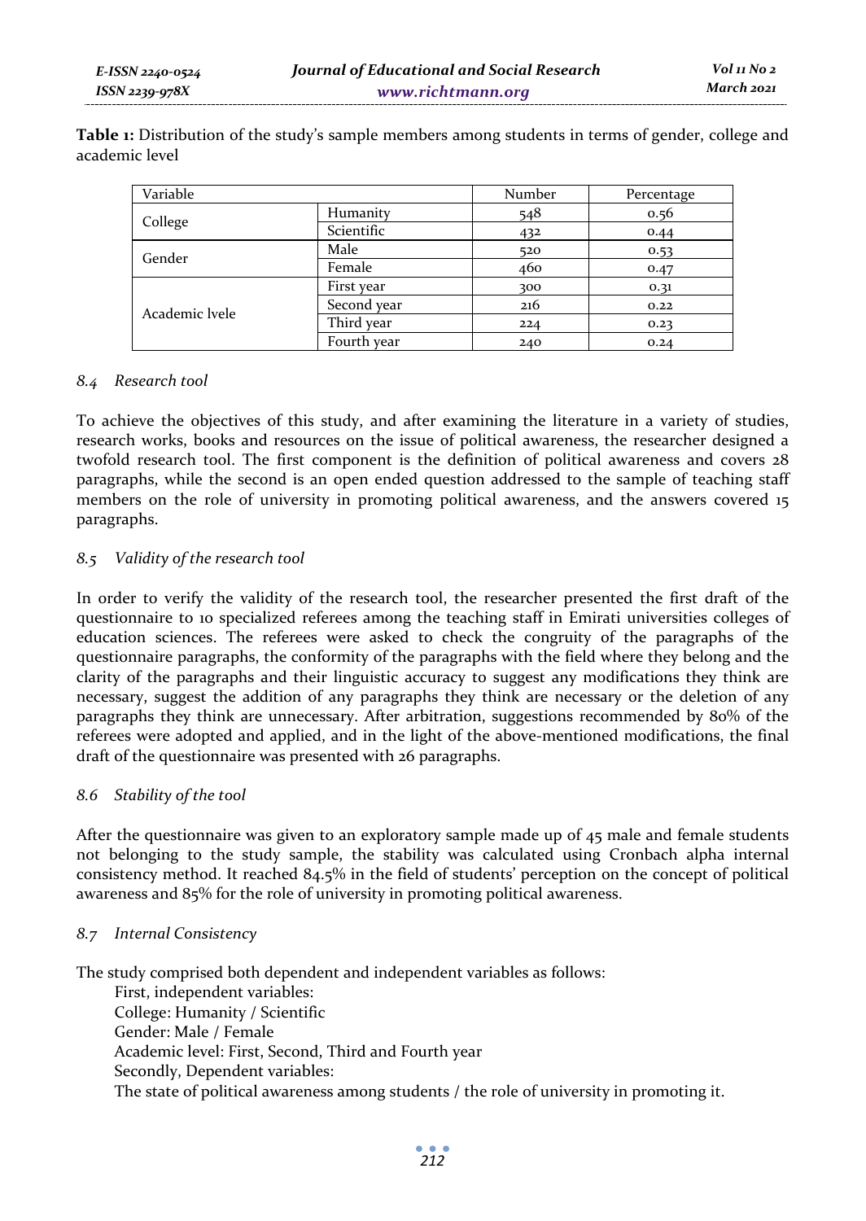**Table 1:** Distribution of the study's sample members among students in terms of gender, college and academic level

| Variable | | Number | Percentage |
|---|---|---|---|
| College | Humanity | 548 | 0.56 |
| | Scientific | 432 | 0.44 |
| Gender | Male | 520 | 0.53 |
| | Female | 460 | 0.47 |
| Academic lvele | First year | 300 | 0.31 |
| | Second year | 216 | 0.22 |
| | Third year | 224 | 0.23 |
| | Fourth year | 240 | 0.24 |

### *8.4 Research tool*

To achieve the objectives of this study, and after examining the literature in a variety of studies, research works, books and resources on the issue of political awareness, the researcher designed a twofold research tool. The first component is the definition of political awareness and covers 28 paragraphs, while the second is an open ended question addressed to the sample of teaching staff members on the role of university in promoting political awareness, and the answers covered 15 paragraphs.

### *8.5 Validity of the research tool*

In order to verify the validity of the research tool, the researcher presented the first draft of the questionnaire to 10 specialized referees among the teaching staff in Emirati universities colleges of education sciences. The referees were asked to check the congruity of the paragraphs of the questionnaire paragraphs, the conformity of the paragraphs with the field where they belong and the clarity of the paragraphs and their linguistic accuracy to suggest any modifications they think are necessary, suggest the addition of any paragraphs they think are necessary or the deletion of any paragraphs they think are unnecessary. After arbitration, suggestions recommended by 80% of the referees were adopted and applied, and in the light of the above-mentioned modifications, the final draft of the questionnaire was presented with 26 paragraphs.

### *8.6 Stability of the tool*

After the questionnaire was given to an exploratory sample made up of 45 male and female students not belonging to the study sample, the stability was calculated using Cronbach alpha internal consistency method. It reached 84.5% in the field of students' perception on the concept of political awareness and 85% for the role of university in promoting political awareness.

### *8.7 Internal Consistency*

The study comprised both dependent and independent variables as follows:

First, independent variables:
College: Humanity / Scientific
Gender: Male / Female
Academic level: First, Second, Third and Fourth year
Secondly, Dependent variables:
The state of political awareness among students / the role of university in promoting it.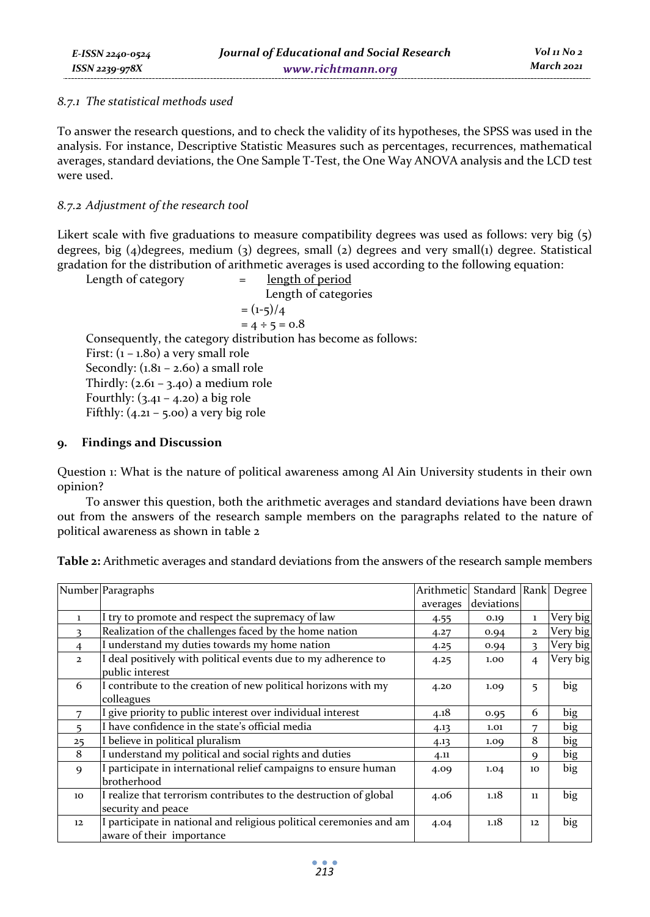### *8.7.1 The statistical methods used*

To answer the research questions, and to check the validity of its hypotheses, the SPSS was used in the analysis. For instance, Descriptive Statistic Measures such as percentages, recurrences, mathematical averages, standard deviations, the One Sample T-Test, the One Way ANOVA analysis and the LCD test were used.

### *8.7.2 Adjustment of the research tool*

Likert scale with five graduations to measure compatibility degrees was used as follows: very big (5) degrees, big (4)degrees, medium (3) degrees, small (2) degrees and very small(1) degree. Statistical gradation for the distribution of arithmetic averages is used according to the following equation:

Length of category = $\frac{\text{length of period}}{\text{Length of categories}}$

= (1-5)/4

= 4 ÷ 5 = 0.8

Consequently, the category distribution has become as follows:

First: (1 – 1.80) a very small role

Secondly: (1.81 – 2.60) a small role

Thirdly: (2.61 – 3.40) a medium role

Fourthly: (3.41 – 4.20) a big role

Fifthly: (4.21 – 5.00) a very big role

## 9. Findings and Discussion

Question 1: What is the nature of political awareness among Al Ain University students in their own opinion?

To answer this question, both the arithmetic averages and standard deviations have been drawn out from the answers of the research sample members on the paragraphs related to the nature of political awareness as shown in table 2

**Table 2:** Arithmetic averages and standard deviations from the answers of the research sample members

| Number | Paragraphs | Arithmetic averages | Standard deviations | Rank | Degree |
|---|---|---|---|---|---|
| 1 | I try to promote and respect the supremacy of law | 4.55 | 0.19 | 1 | Very big |
| 3 | Realization of the challenges faced by the home nation | 4.27 | 0.94 | 2 | Very big |
| 4 | I understand my duties towards my home nation | 4.25 | 0.94 | 3 | Very big |
| 2 | I deal positively with political events due to my adherence to public interest | 4.25 | 1.00 | 4 | Very big |
| 6 | I contribute to the creation of new political horizons with my colleagues | 4.20 | 1.09 | 5 | big |
| 7 | I give priority to public interest over individual interest | 4.18 | 0.95 | 6 | big |
| 5 | I have confidence in the state's official media | 4.13 | 1.01 | 7 | big |
| 25 | I believe in political pluralism | 4.13 | 1.09 | 8 | big |
| 8 | I understand my political and social rights and duties | 4.11 | | 9 | big |
| 9 | I participate in international relief campaigns to ensure human brotherhood | 4.09 | 1.04 | 10 | big |
| 10 | I realize that terrorism contributes to the destruction of global security and peace | 4.06 | 1.18 | 11 | big |
| 12 | I participate in national and religious political ceremonies and am aware of their importance | 4.04 | 1.18 | 12 | big |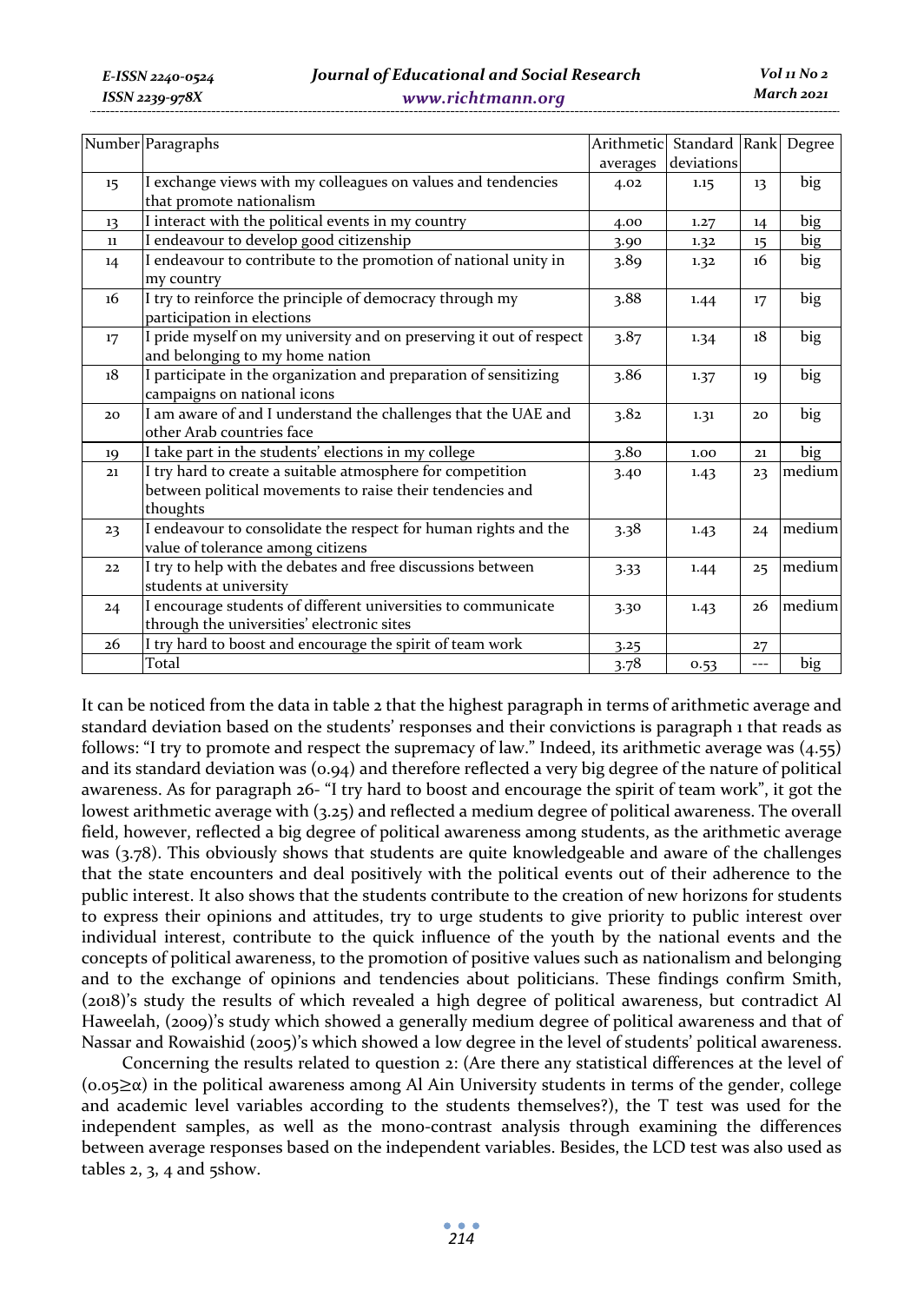| Number | Paragraphs | Arithmetic averages | Standard deviations | Rank | Degree |
|---|---|---|---|---|---|
| 15 | I exchange views with my colleagues on values and tendencies that promote nationalism | 4.02 | 1.15 | 13 | big |
| 13 | I interact with the political events in my country | 4.00 | 1.27 | 14 | big |
| 11 | I endeavour to develop good citizenship | 3.90 | 1.32 | 15 | big |
| 14 | I endeavour to contribute to the promotion of national unity in my country | 3.89 | 1.32 | 16 | big |
| 16 | I try to reinforce the principle of democracy through my participation in elections | 3.88 | 1.44 | 17 | big |
| 17 | I pride myself on my university and on preserving it out of respect and belonging to my home nation | 3.87 | 1.34 | 18 | big |
| 18 | I participate in the organization and preparation of sensitizing campaigns on national icons | 3.86 | 1.37 | 19 | big |
| 20 | I am aware of and I understand the challenges that the UAE and other Arab countries face | 3.82 | 1.31 | 20 | big |
| 19 | I take part in the students' elections in my college | 3.80 | 1.00 | 21 | big |
| 21 | I try hard to create a suitable atmosphere for competition between political movements to raise their tendencies and thoughts | 3.40 | 1.43 | 23 | medium |
| 23 | I endeavour to consolidate the respect for human rights and the value of tolerance among citizens | 3.38 | 1.43 | 24 | medium |
| 22 | I try to help with the debates and free discussions between students at university | 3.33 | 1.44 | 25 | medium |
| 24 | I encourage students of different universities to communicate through the universities' electronic sites | 3.30 | 1.43 | 26 | medium |
| 26 | I try hard to boost and encourage the spirit of team work | 3.25 | | 27 | |
| | Total | 3.78 | 0.53 | --- | big |

It can be noticed from the data in table 2 that the highest paragraph in terms of arithmetic average and standard deviation based on the students' responses and their convictions is paragraph 1 that reads as follows: "I try to promote and respect the supremacy of law." Indeed, its arithmetic average was (4.55) and its standard deviation was (0.94) and therefore reflected a very big degree of the nature of political awareness. As for paragraph 26- "I try hard to boost and encourage the spirit of team work", it got the lowest arithmetic average with (3.25) and reflected a medium degree of political awareness. The overall field, however, reflected a big degree of political awareness among students, as the arithmetic average was (3.78). This obviously shows that students are quite knowledgeable and aware of the challenges that the state encounters and deal positively with the political events out of their adherence to the public interest. It also shows that the students contribute to the creation of new horizons for students to express their opinions and attitudes, try to urge students to give priority to public interest over individual interest, contribute to the quick influence of the youth by the national events and the concepts of political awareness, to the promotion of positive values such as nationalism and belonging and to the exchange of opinions and tendencies about politicians. These findings confirm Smith, (2018)'s study the results of which revealed a high degree of political awareness, but contradict Al Haweelah, (2009)'s study which showed a generally medium degree of political awareness and that of Nassar and Rowaishid (2005)'s which showed a low degree in the level of students' political awareness.

Concerning the results related to question 2: (Are there any statistical differences at the level of ($0.05 \geq \alpha$) in the political awareness among Al Ain University students in terms of the gender, college and academic level variables according to the students themselves?), the T test was used for the independent samples, as well as the mono-contrast analysis through examining the differences between average responses based on the independent variables. Besides, the LCD test was also used as tables 2, 3, 4 and 5show.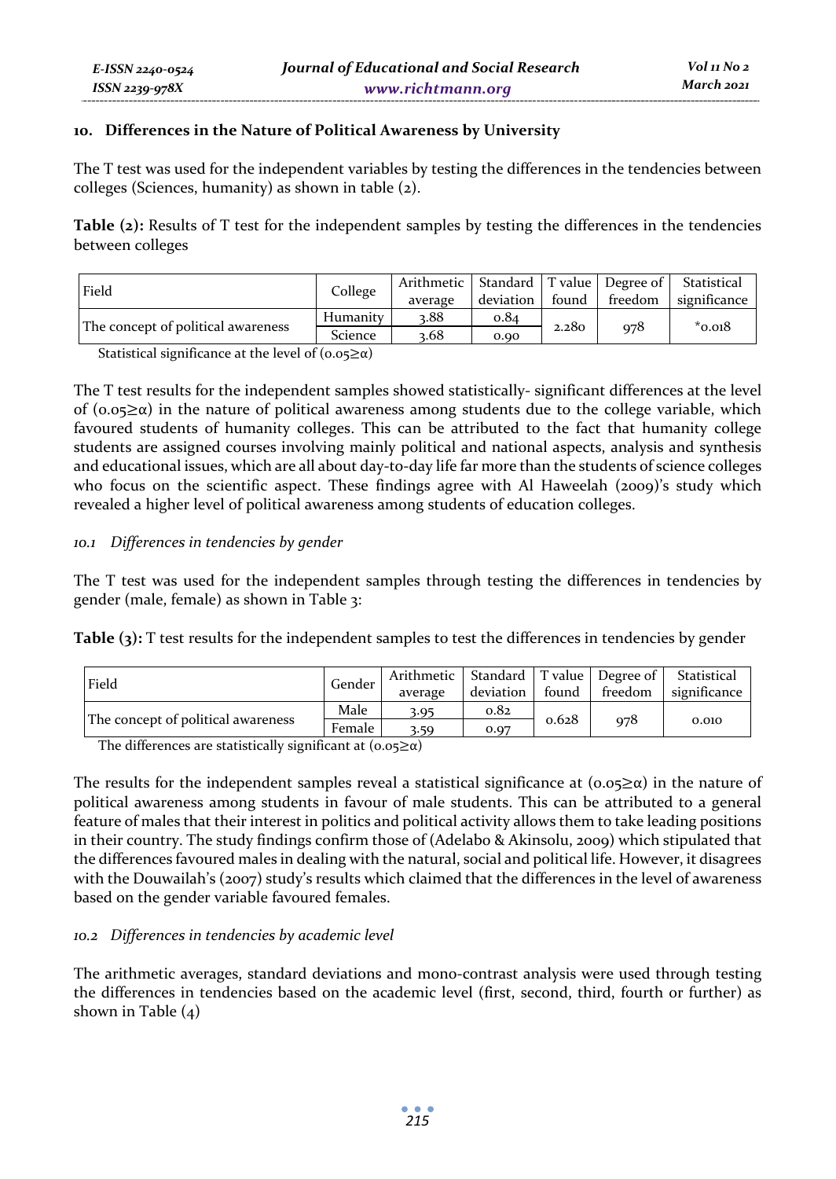## 10. Differences in the Nature of Political Awareness by University

The T test was used for the independent variables by testing the differences in the tendencies between colleges (Sciences, humanity) as shown in table (2).

**Table (2):** Results of T test for the independent samples by testing the differences in the tendencies between colleges

| Field | College | Arithmetic average | Standard deviation | T value found | Degree of freedom | Statistical significance |
|---|---|---|---|---|---|---|
| The concept of political awareness | Humanity | 3.88 | 0.84 | 2.280 | 978 | *0.018 |
| | Science | 3.68 | 0.90 | | | |

Statistical significance at the level of $(0.05 \geq \alpha)$

The T test results for the independent samples showed statistically- significant differences at the level of $(0.05 \geq \alpha)$ in the nature of political awareness among students due to the college variable, which favoured students of humanity colleges. This can be attributed to the fact that humanity college students are assigned courses involving mainly political and national aspects, analysis and synthesis and educational issues, which are all about day-to-day life far more than the students of science colleges who focus on the scientific aspect. These findings agree with Al Haweelah (2009)'s study which revealed a higher level of political awareness among students of education colleges.

### *10.1 Differences in tendencies by gender*

The T test was used for the independent samples through testing the differences in tendencies by gender (male, female) as shown in Table 3:

**Table (3):** T test results for the independent samples to test the differences in tendencies by gender

| Field | Gender | Arithmetic average | Standard deviation | T value found | Degree of freedom | Statistical significance |
|---|---|---|---|---|---|---|
| The concept of political awareness | Male | 3.95 | 0.82 | 0.628 | 978 | 0.010 |
| | Female | 3.59 | 0.97 | | | |

The differences are statistically significant at $(0.05 \geq \alpha)$

The results for the independent samples reveal a statistical significance at $(0.05 \geq \alpha)$ in the nature of political awareness among students in favour of male students. This can be attributed to a general feature of males that their interest in politics and political activity allows them to take leading positions in their country. The study findings confirm those of (Adelabo & Akinsolu, 2009) which stipulated that the differences favoured males in dealing with the natural, social and political life. However, it disagrees with the Douwailah's (2007) study's results which claimed that the differences in the level of awareness based on the gender variable favoured females.

### *10.2 Differences in tendencies by academic level*

The arithmetic averages, standard deviations and mono-contrast analysis were used through testing the differences in tendencies based on the academic level (first, second, third, fourth or further) as shown in Table (4)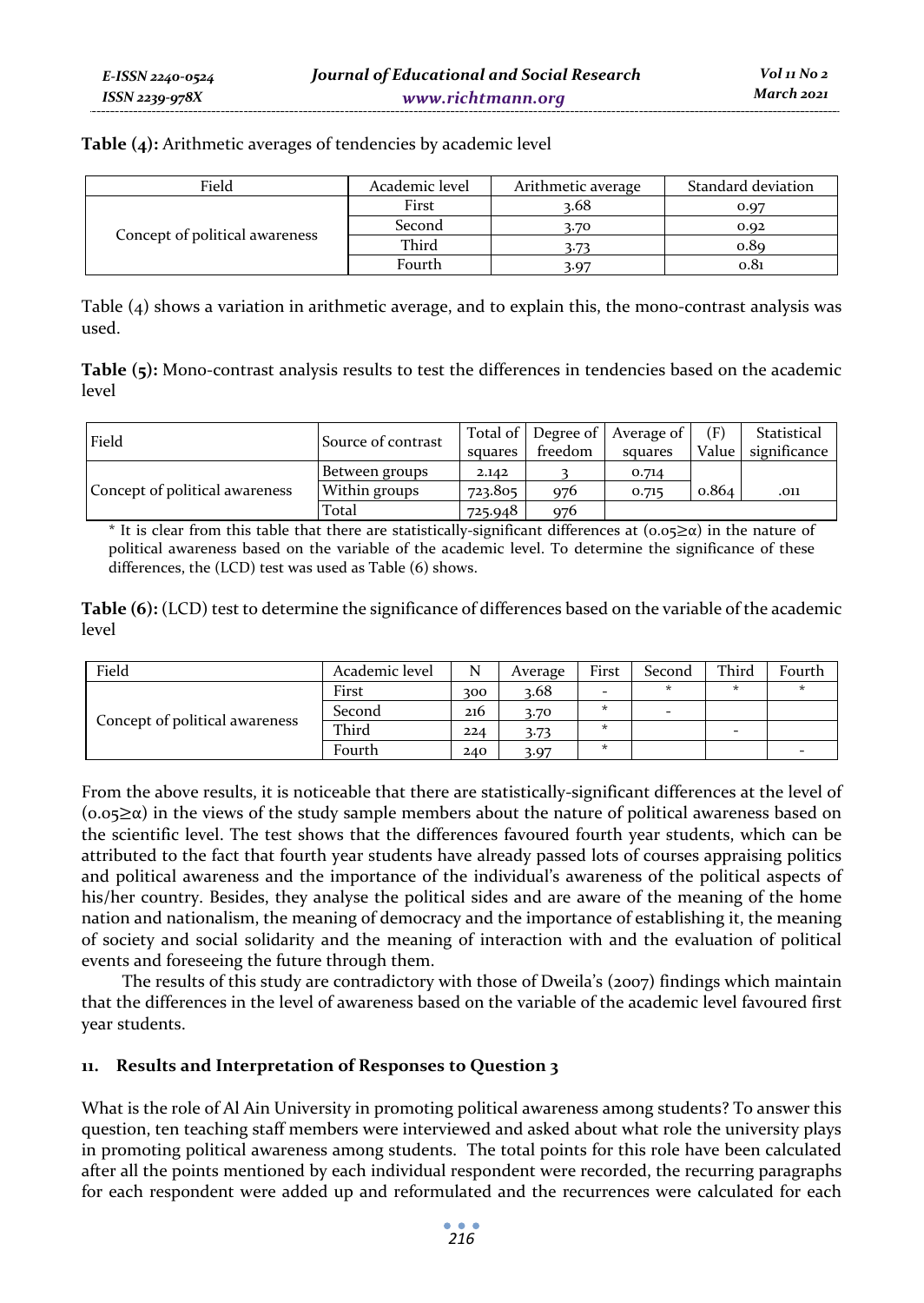**Table (4):** Arithmetic averages of tendencies by academic level

| Field | Academic level | Arithmetic average | Standard deviation |
|---|---|---|---|
| Concept of political awareness | First | 3.68 | 0.97 |
| | Second | 3.70 | 0.92 |
| | Third | 3.73 | 0.89 |
| | Fourth | 3.97 | 0.81 |

Table (4) shows a variation in arithmetic average, and to explain this, the mono-contrast analysis was used.

**Table (5):** Mono-contrast analysis results to test the differences in tendencies based on the academic level

| Field | Source of contrast | Total of squares | Degree of freedom | Average of squares | (F) Value | Statistical significance |
|---|---|---|---|---|---|---|
| Concept of political awareness | Between groups | 2.142 | 3 | 0.714 | 0.864 | .011 |
| | Within groups | 723.805 | 976 | 0.715 | | |
| | Total | 725.948 | 976 | | | |

* It is clear from this table that there are statistically-significant differences at $(0.05 \geq \alpha)$ in the nature of political awareness based on the variable of the academic level. To determine the significance of these differences, the (LCD) test was used as Table (6) shows.

**Table (6):** (LCD) test to determine the significance of differences based on the variable of the academic level

| Field | Academic level | N | Average | First | Second | Third | Fourth |
|---|---|---|---|---|---|---|---|
| Concept of political awareness | First | 300 | 3.68 | - | * | * | * |
| | Second | 216 | 3.70 | * | - | | |
| | Third | 224 | 3.73 | * | | - | |
| | Fourth | 240 | 3.97 | * | | | - |

From the above results, it is noticeable that there are statistically-significant differences at the level of $(0.05 \geq \alpha)$ in the views of the study sample members about the nature of political awareness based on the scientific level. The test shows that the differences favoured fourth year students, which can be attributed to the fact that fourth year students have already passed lots of courses appraising politics and political awareness and the importance of the individual's awareness of the political aspects of his/her country. Besides, they analyse the political sides and are aware of the meaning of the home nation and nationalism, the meaning of democracy and the importance of establishing it, the meaning of society and social solidarity and the meaning of interaction with and the evaluation of political events and foreseeing the future through them.

The results of this study are contradictory with those of Dweila's (2007) findings which maintain that the differences in the level of awareness based on the variable of the academic level favoured first year students.

## 11. Results and Interpretation of Responses to Question 3

What is the role of Al Ain University in promoting political awareness among students? To answer this question, ten teaching staff members were interviewed and asked about what role the university plays in promoting political awareness among students. The total points for this role have been calculated after all the points mentioned by each individual respondent were recorded, the recurring paragraphs for each respondent were added up and reformulated and the recurrences were calculated for each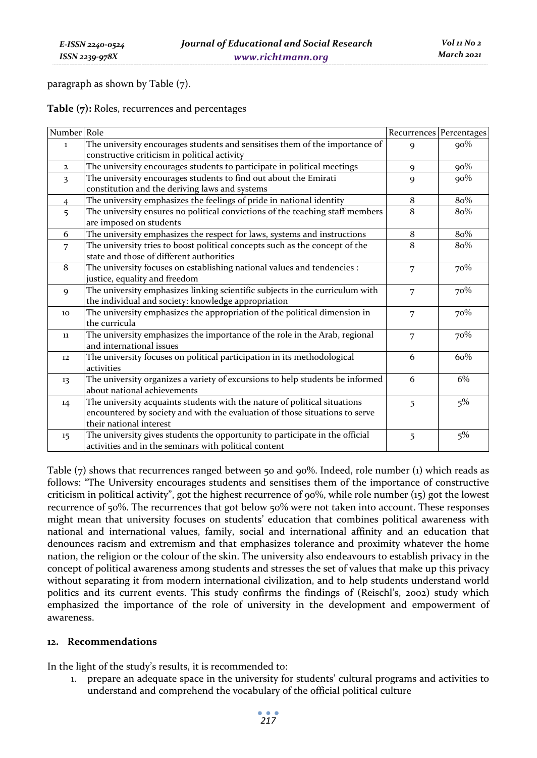paragraph as shown by Table (7).

**Table (7):** Roles, recurrences and percentages

| Number | Role | Recurrences | Percentages |
|---|---|---|---|
| 1 | The university encourages students and sensitises them of the importance of constructive criticism in political activity | 9 | 90% |
| 2 | The university encourages students to participate in political meetings | 9 | 90% |
| 3 | The university encourages students to find out about the Emirati constitution and the deriving laws and systems | 9 | 90% |
| 4 | The university emphasizes the feelings of pride in national identity | 8 | 80% |
| 5 | The university ensures no political convictions of the teaching staff members are imposed on students | 8 | 80% |
| 6 | The university emphasizes the respect for laws, systems and instructions | 8 | 80% |
| 7 | The university tries to boost political concepts such as the concept of the state and those of different authorities | 8 | 80% |
| 8 | The university focuses on establishing national values and tendencies : justice, equality and freedom | 7 | 70% |
| 9 | The university emphasizes linking scientific subjects in the curriculum with the individual and society: knowledge appropriation | 7 | 70% |
| 10 | The university emphasizes the appropriation of the political dimension in the curricula | 7 | 70% |
| 11 | The university emphasizes the importance of the role in the Arab, regional and international issues | 7 | 70% |
| 12 | The university focuses on political participation in its methodological activities | 6 | 60% |
| 13 | The university organizes a variety of excursions to help students be informed about national achievements | 6 | 6% |
| 14 | The university acquaints students with the nature of political situations encountered by society and with the evaluation of those situations to serve their national interest | 5 | 5% |
| 15 | The university gives students the opportunity to participate in the official activities and in the seminars with political content | 5 | 5% |

Table (7) shows that recurrences ranged between 50 and 90%. Indeed, role number (1) which reads as follows: "The University encourages students and sensitises them of the importance of constructive criticism in political activity", got the highest recurrence of 90%, while role number (15) got the lowest recurrence of 50%. The recurrences that got below 50% were not taken into account. These responses might mean that university focuses on students' education that combines political awareness with national and international values, family, social and international affinity and an education that denounces racism and extremism and that emphasizes tolerance and proximity whatever the home nation, the religion or the colour of the skin. The university also endeavours to establish privacy in the concept of political awareness among students and stresses the set of values that make up this privacy without separating it from modern international civilization, and to help students understand world politics and its current events. This study confirms the findings of (Reischl's, 2002) study which emphasized the importance of the role of university in the development and empowerment of awareness.

## 12. Recommendations

In the light of the study's results, it is recommended to:

1. prepare an adequate space in the university for students' cultural programs and activities to understand and comprehend the vocabulary of the official political culture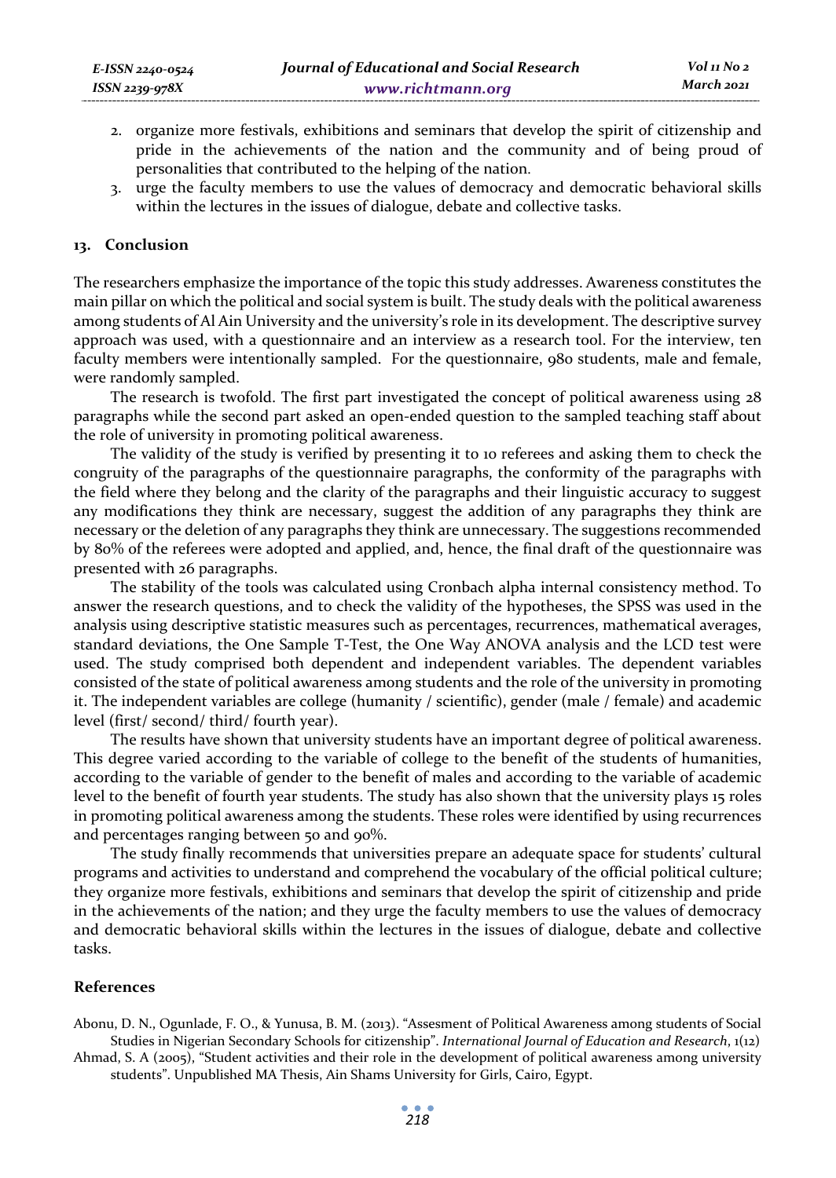2. organize more festivals, exhibitions and seminars that develop the spirit of citizenship and pride in the achievements of the nation and the community and of being proud of personalities that contributed to the helping of the nation.
3. urge the faculty members to use the values of democracy and democratic behavioral skills within the lectures in the issues of dialogue, debate and collective tasks.

## 13. Conclusion

The researchers emphasize the importance of the topic this study addresses. Awareness constitutes the main pillar on which the political and social system is built. The study deals with the political awareness among students of Al Ain University and the university's role in its development. The descriptive survey approach was used, with a questionnaire and an interview as a research tool. For the interview, ten faculty members were intentionally sampled. For the questionnaire, 980 students, male and female, were randomly sampled.

The research is twofold. The first part investigated the concept of political awareness using 28 paragraphs while the second part asked an open-ended question to the sampled teaching staff about the role of university in promoting political awareness.

The validity of the study is verified by presenting it to 10 referees and asking them to check the congruity of the paragraphs of the questionnaire paragraphs, the conformity of the paragraphs with the field where they belong and the clarity of the paragraphs and their linguistic accuracy to suggest any modifications they think are necessary, suggest the addition of any paragraphs they think are necessary or the deletion of any paragraphs they think are unnecessary. The suggestions recommended by 80% of the referees were adopted and applied, and, hence, the final draft of the questionnaire was presented with 26 paragraphs.

The stability of the tools was calculated using Cronbach alpha internal consistency method. To answer the research questions, and to check the validity of the hypotheses, the SPSS was used in the analysis using descriptive statistic measures such as percentages, recurrences, mathematical averages, standard deviations, the One Sample T-Test, the One Way ANOVA analysis and the LCD test were used. The study comprised both dependent and independent variables. The dependent variables consisted of the state of political awareness among students and the role of the university in promoting it. The independent variables are college (humanity / scientific), gender (male / female) and academic level (first/ second/ third/ fourth year).

The results have shown that university students have an important degree of political awareness. This degree varied according to the variable of college to the benefit of the students of humanities, according to the variable of gender to the benefit of males and according to the variable of academic level to the benefit of fourth year students. The study has also shown that the university plays 15 roles in promoting political awareness among the students. These roles were identified by using recurrences and percentages ranging between 50 and 90%.

The study finally recommends that universities prepare an adequate space for students' cultural programs and activities to understand and comprehend the vocabulary of the official political culture; they organize more festivals, exhibitions and seminars that develop the spirit of citizenship and pride in the achievements of the nation; and they urge the faculty members to use the values of democracy and democratic behavioral skills within the lectures in the issues of dialogue, debate and collective tasks.

## References

Abonu, D. N., Ogunlade, F. O., & Yunusa, B. M. (2013). "Assesment of Political Awareness among students of Social Studies in Nigerian Secondary Schools for citizenship". *International Journal of Education and Research*, 1(12)

Ahmad, S. A (2005), "Student activities and their role in the development of political awareness among university students". Unpublished MA Thesis, Ain Shams University for Girls, Cairo, Egypt.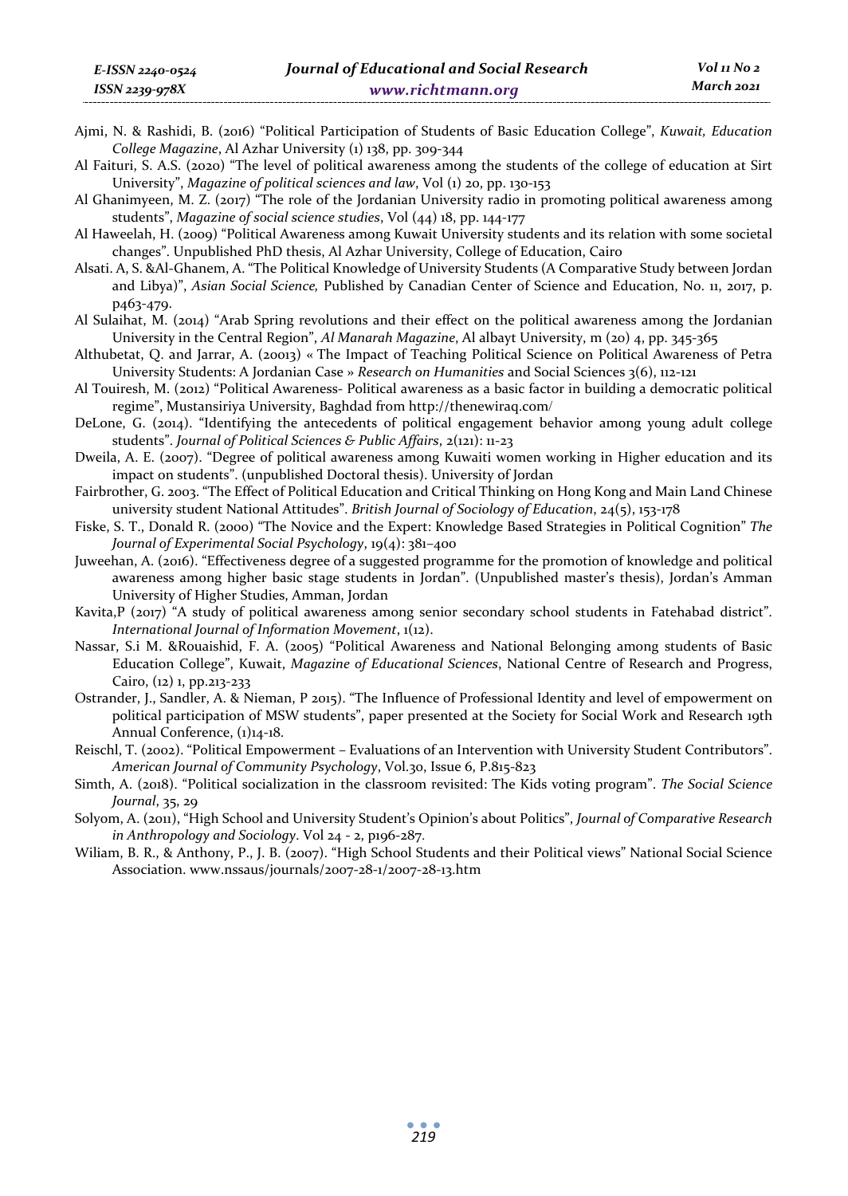Ajmi, N. & Rashidi, B. (2016) "Political Participation of Students of Basic Education College", *Kuwait, Education College Magazine*, Al Azhar University (1) 138, pp. 309-344

Al Faituri, S. A.S. (2020) "The level of political awareness among the students of the college of education at Sirt University", *Magazine of political sciences and law*, Vol (1) 20, pp. 130-153

Al Ghanimyeen, M. Z. (2017) "The role of the Jordanian University radio in promoting political awareness among students", *Magazine of social science studies*, Vol (44) 18, pp. 144-177

Al Haweelah, H. (2009) "Political Awareness among Kuwait University students and its relation with some societal changes". Unpublished PhD thesis, Al Azhar University, College of Education, Cairo

Alsati. A, S. &Al-Ghanem, A. "The Political Knowledge of University Students (A Comparative Study between Jordan and Libya)", *Asian Social Science,* Published by Canadian Center of Science and Education, No. 11, 2017, p. p463-479.

Al Sulaihat, M. (2014) "Arab Spring revolutions and their effect on the political awareness among the Jordanian University in the Central Region", *Al Manarah Magazine*, Al albayt University, m (20) 4, pp. 345-365

Althubetat, Q. and Jarrar, A. (20013) « The Impact of Teaching Political Science on Political Awareness of Petra University Students: A Jordanian Case » *Research on Humanities* and Social Sciences 3(6), 112-121

Al Touiresh, M. (2012) "Political Awareness- Political awareness as a basic factor in building a democratic political regime", Mustansiriya University, Baghdad from http://thenewiraq.com/

DeLone, G. (2014). "Identifying the antecedents of political engagement behavior among young adult college students". *Journal of Political Sciences & Public Affairs*, 2(121): 11-23

Dweila, A. E. (2007). "Degree of political awareness among Kuwaiti women working in Higher education and its impact on students". (unpublished Doctoral thesis). University of Jordan

Fairbrother, G. 2003. "The Effect of Political Education and Critical Thinking on Hong Kong and Main Land Chinese university student National Attitudes". *British Journal of Sociology of Education*, 24(5), 153-178

Fiske, S. T., Donald R. (2000) "The Novice and the Expert: Knowledge Based Strategies in Political Cognition" *The Journal of Experimental Social Psychology*, 19(4): 381–400

Juweehan, A. (2016). "Effectiveness degree of a suggested programme for the promotion of knowledge and political awareness among higher basic stage students in Jordan". (Unpublished master's thesis), Jordan's Amman University of Higher Studies, Amman, Jordan

Kavita,P (2017) "A study of political awareness among senior secondary school students in Fatehabad district". *International Journal of Information Movement*, 1(12).

Nassar, S.i M. &Rouaishid, F. A. (2005) "Political Awareness and National Belonging among students of Basic Education College", Kuwait, *Magazine of Educational Sciences*, National Centre of Research and Progress, Cairo, (12) 1, pp.213-233

Ostrander, J., Sandler, A. & Nieman, P 2015). "The Influence of Professional Identity and level of empowerment on political participation of MSW students", paper presented at the Society for Social Work and Research 19th Annual Conference, (1)14-18.

Reischl, T. (2002). "Political Empowerment – Evaluations of an Intervention with University Student Contributors". *American Journal of Community Psychology*, Vol.30, Issue 6, P.815-823

Simth, A. (2018). "Political socialization in the classroom revisited: The Kids voting program". *The Social Science Journal*, 35, 29

Solyom, A. (2011), "High School and University Student's Opinion's about Politics", *Journal of Comparative Research in Anthropology and Sociology*. Vol 24 - 2, p196-287.

Wiliam, B. R., & Anthony, P., J. B. (2007). "High School Students and their Political views" National Social Science Association. www.nssaus/journals/2007-28-1/2007-28-13.htm